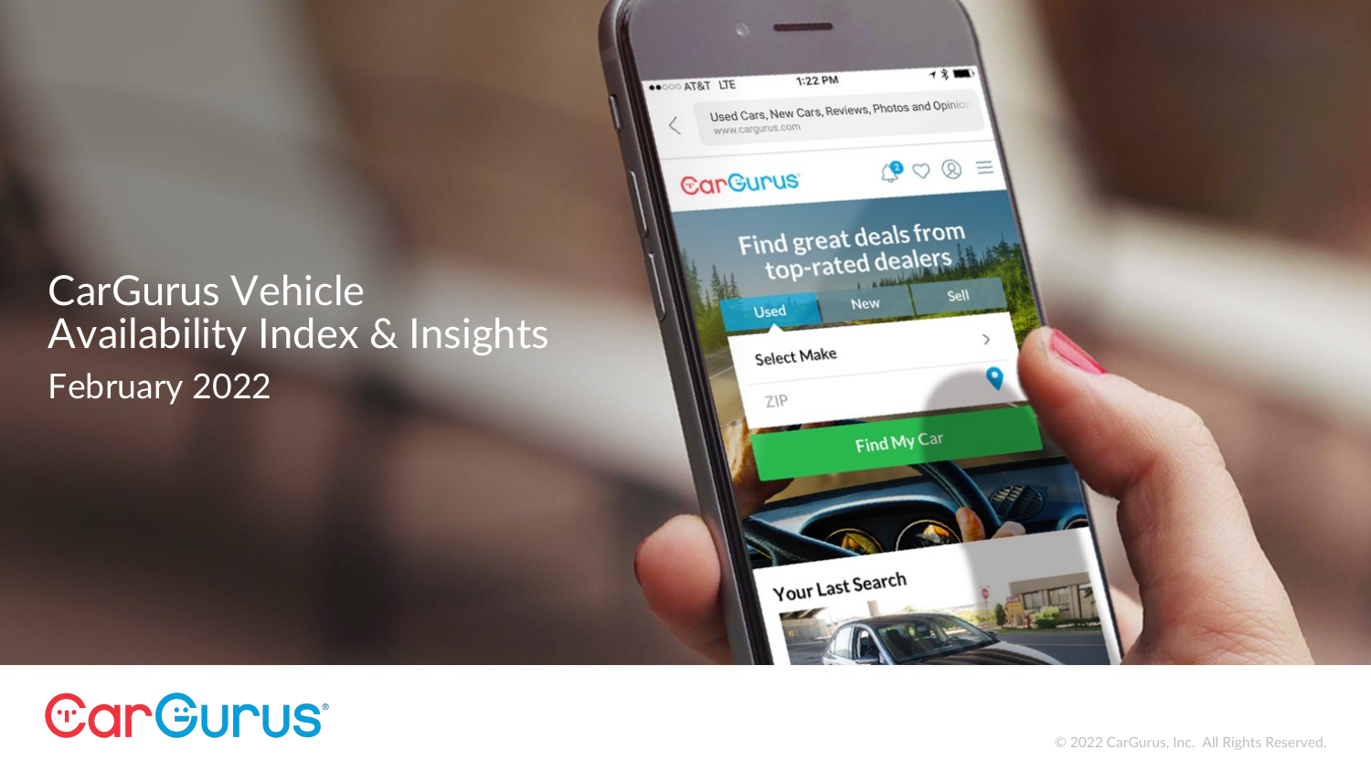# CarGurus Vehicle Availability Index & Insights

February 2022

CarGurus

© 2022 CarGurus, Inc. All Rights Reserved.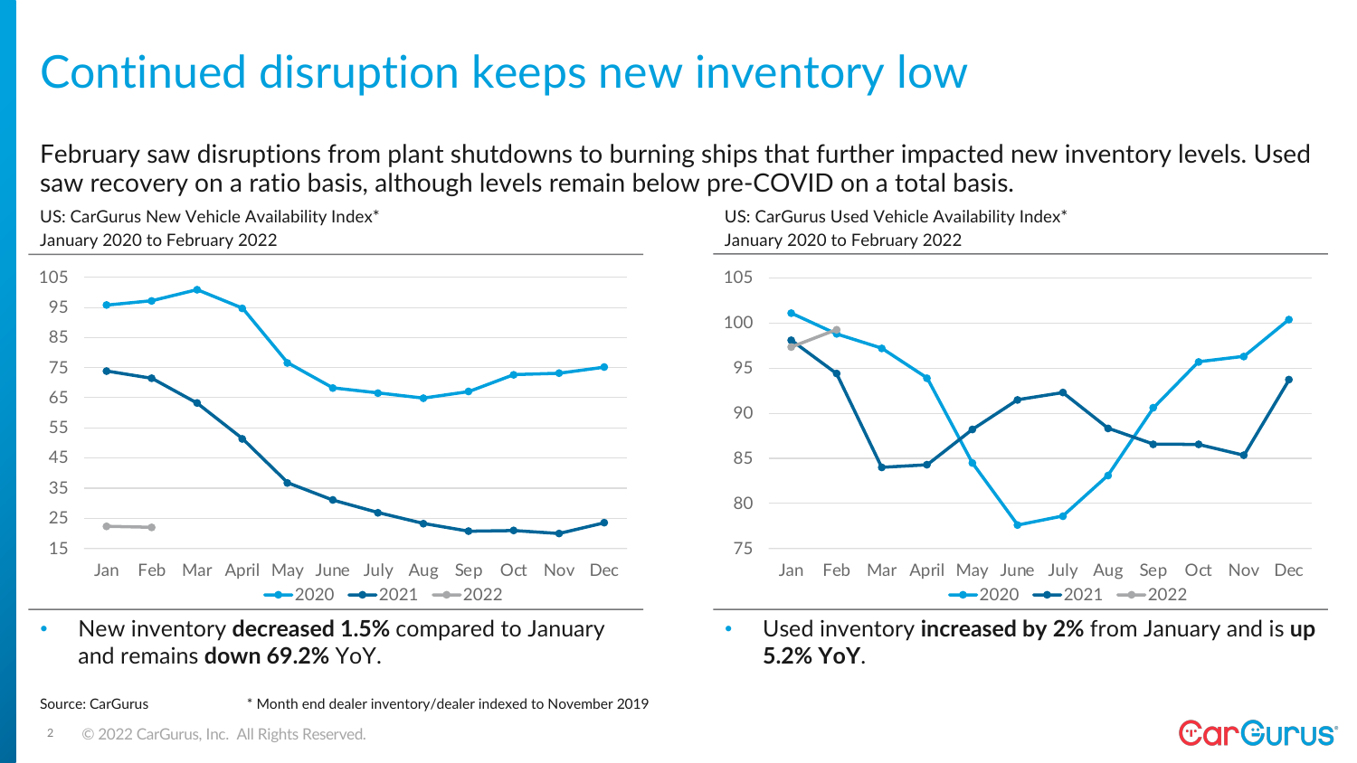# Continued disruption keeps new inventory low

February saw disruptions from plant shutdowns to burning ships that further impacted new inventory levels. Used saw recovery on a ratio basis, although levels remain below pre-COVID on a total basis.

US: CarGurus New Vehicle Availability Index*
January 2020 to February 2022

- New inventory **decreased 1.5%** compared to January and remains **down 69.2%** YoY.

US: CarGurus Used Vehicle Availability Index*
January 2020 to February 2022

- Used inventory **increased by 2%** from January and is **up 5.2% YoY**.

Source: CarGurus

* Month end dealer inventory/dealer indexed to November 2019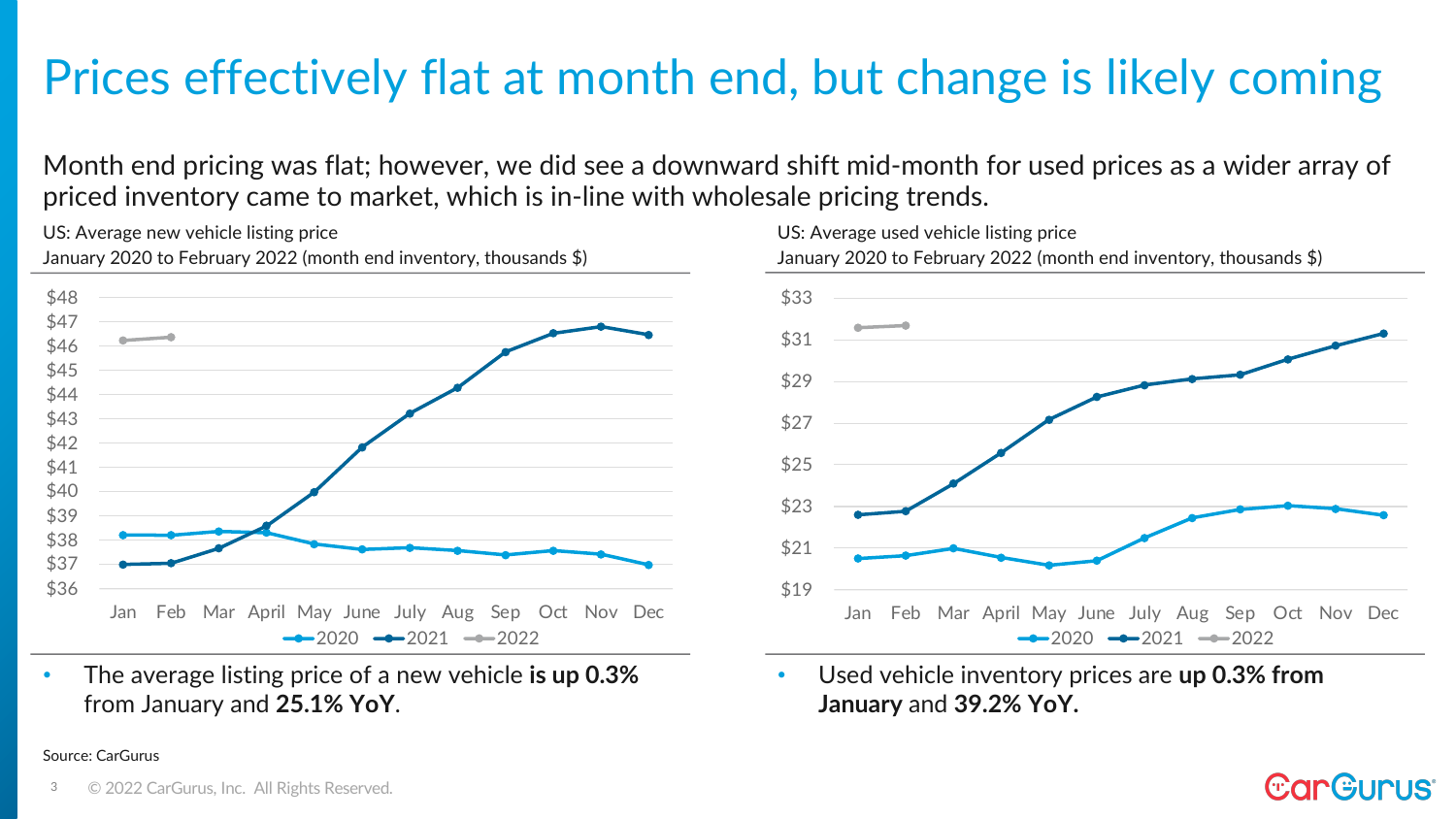# Prices effectively flat at month end, but change is likely coming

Month end pricing was flat; however, we did see a downward shift mid-month for used prices as a wider array of priced inventory came to market, which is in-line with wholesale pricing trends.

US: Average new vehicle listing price
January 2020 to February 2022 (month end inventory, thousands $)

- The average listing price of a new vehicle **is up 0.3%** from January and **25.1% YoY**.

US: Average used vehicle listing price
January 2020 to February 2022 (month end inventory, thousands $)

- Used vehicle inventory prices are **up 0.3% from January** and **39.2% YoY.**

Source: CarGurus

© 2022 CarGurus, Inc. All Rights Reserved.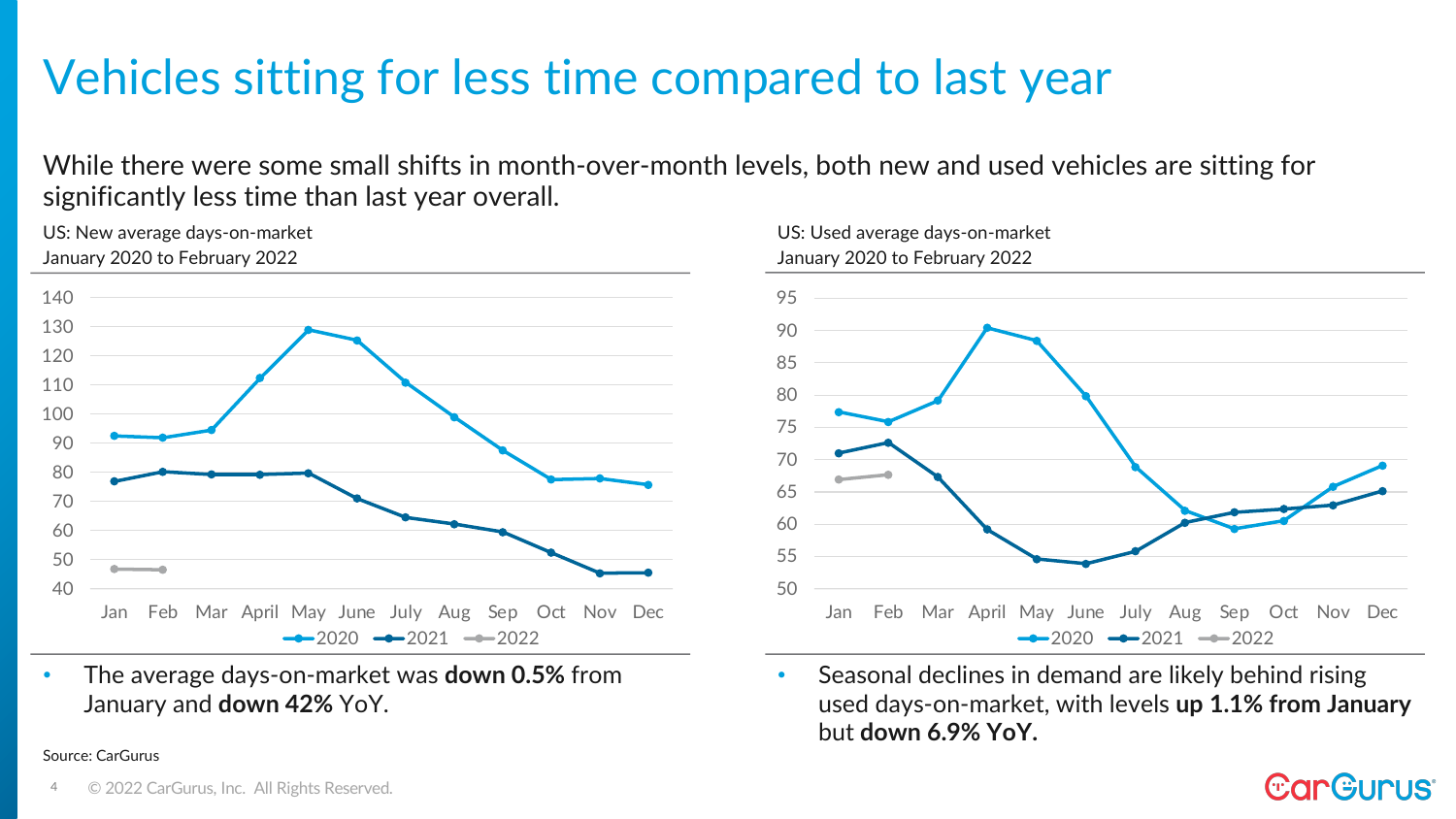# Vehicles sitting for less time compared to last year

While there were some small shifts in month-over-month levels, both new and used vehicles are sitting for significantly less time than last year overall.

US: New average days-on-market
January 2020 to February 2022

140
130
120
110
100
90
80
70
60
50
40

Jan Feb Mar April May June July Aug Sep Oct Nov Dec

2020 2021 2022

- The average days-on-market was **down 0.5%** from January and **down 42%** YoY.

US: Used average days-on-market
January 2020 to February 2022

95
90
85
80
75
70
65
60
55
50

Jan Feb Mar April May June July Aug Sep Oct Nov Dec

2020 2021 2022

- Seasonal declines in demand are likely behind rising used days-on-market, with levels **up 1.1% from January** but **down 6.9% YoY.**

Source: CarGurus

© 2022 CarGurus, Inc. All Rights Reserved.